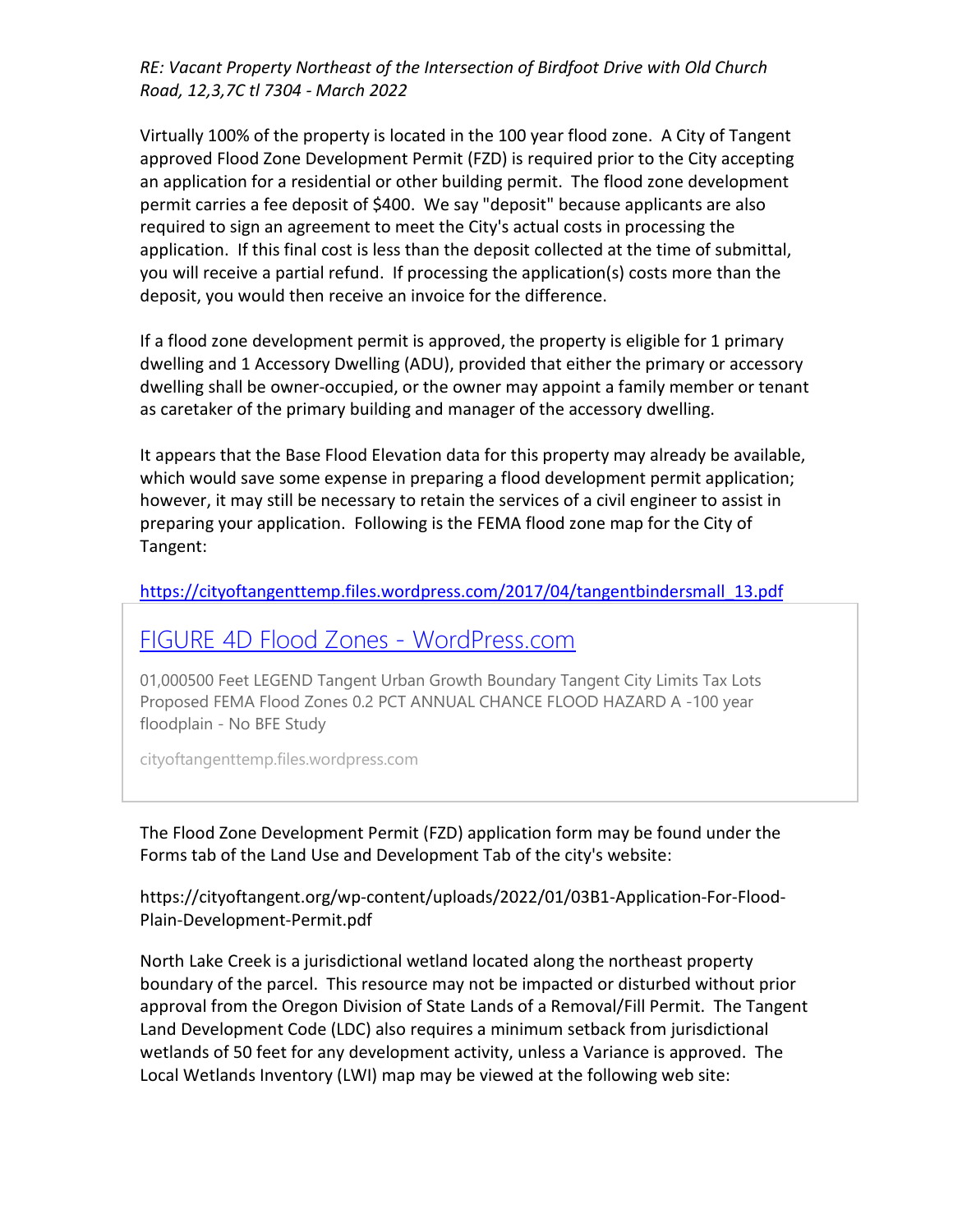*RE: Vacant Property Northeast of the Intersection of Birdfoot Drive with Old Church Road, 12,3,7C tl 7304 - March 2022*

Virtually 100% of the property is located in the 100 year flood zone. A City of Tangent approved Flood Zone Development Permit (FZD) is required prior to the City accepting an application for a residential or other building permit. The flood zone development permit carries a fee deposit of $400. We say "deposit" because applicants are also required to sign an agreement to meet the City's actual costs in processing the application. If this final cost is less than the deposit collected at the time of submittal, you will receive a partial refund. If processing the application(s) costs more than the deposit, you would then receive an invoice for the difference.

If a flood zone development permit is approved, the property is eligible for 1 primary dwelling and 1 Accessory Dwelling (ADU), provided that either the primary or accessory dwelling shall be owner-occupied, or the owner may appoint a family member or tenant as caretaker of the primary building and manager of the accessory dwelling.

It appears that the Base Flood Elevation data for this property may already be available, which would save some expense in preparing a flood development permit application; however, it may still be necessary to retain the services of a civil engineer to assist in preparing your application. Following is the FEMA flood zone map for the City of Tangent:

https://cityoftangenttemp.files.wordpress.com/2017/04/tangentbindersmall_13.pdf

FIGURE 4D Flood Zones - WordPress.com

01,000500 Feet LEGEND Tangent Urban Growth Boundary Tangent City Limits Tax Lots Proposed FEMA Flood Zones 0.2 PCT ANNUAL CHANCE FLOOD HAZARD A -100 year floodplain - No BFE Study

cityoftangenttemp.files.wordpress.com

The Flood Zone Development Permit (FZD) application form may be found under the Forms tab of the Land Use and Development Tab of the city's website:

https://cityoftangent.org/wp-content/uploads/2022/01/03B1-Application-For-Flood-Plain-Development-Permit.pdf

North Lake Creek is a jurisdictional wetland located along the northeast property boundary of the parcel. This resource may not be impacted or disturbed without prior approval from the Oregon Division of State Lands of a Removal/Fill Permit. The Tangent Land Development Code (LDC) also requires a minimum setback from jurisdictional wetlands of 50 feet for any development activity, unless a Variance is approved. The Local Wetlands Inventory (LWI) map may be viewed at the following web site: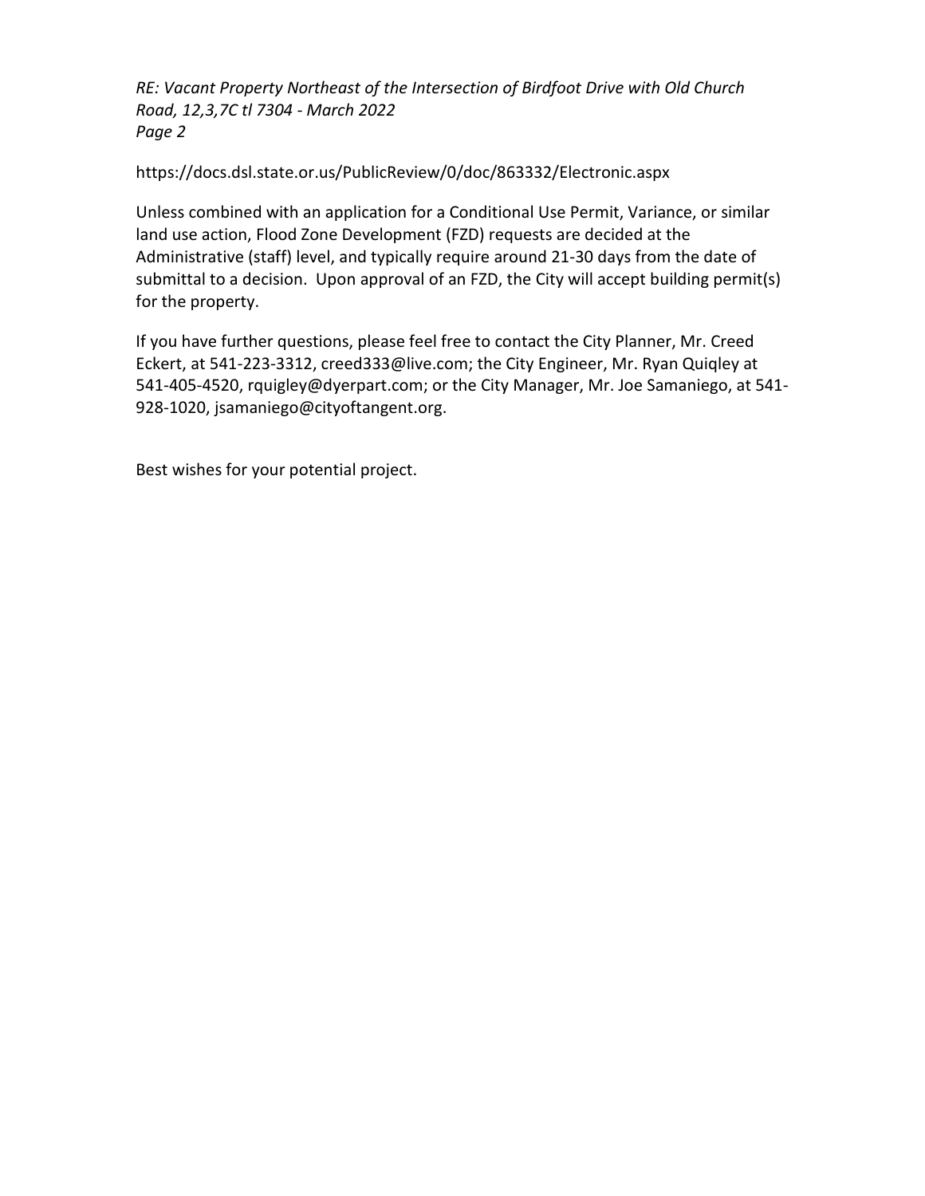https://docs.dsl.state.or.us/PublicReview/0/doc/863332/Electronic.aspx

Unless combined with an application for a Conditional Use Permit, Variance, or similar land use action, Flood Zone Development (FZD) requests are decided at the Administrative (staff) level, and typically require around 21-30 days from the date of submittal to a decision. Upon approval of an FZD, the City will accept building permit(s) for the property.

If you have further questions, please feel free to contact the City Planner, Mr. Creed Eckert, at 541-223-3312, creed333@live.com; the City Engineer, Mr. Ryan Quiqley at 541-405-4520, rquigley@dyerpart.com; or the City Manager, Mr. Joe Samaniego, at 541-928-1020, jsamaniego@cityoftangent.org.

Best wishes for your potential project.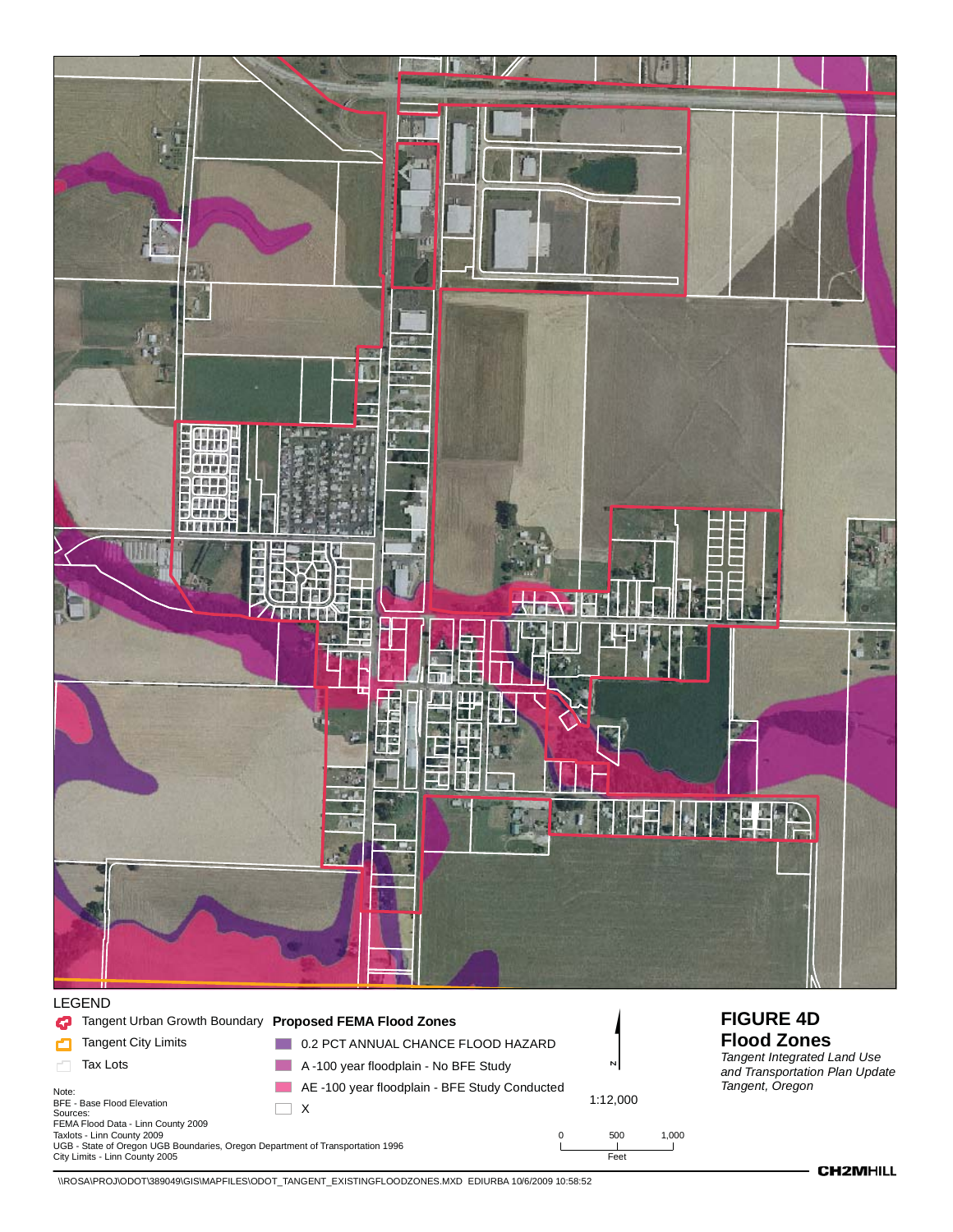LEGEND

Tangent Urban Growth Boundary

Tangent City Limits

Tax Lots

**Proposed FEMA Flood Zones**

0.2 PCT ANNUAL CHANCE FLOOD HAZARD

A -100 year floodplain - No BFE Study

AE -100 year floodplain - BFE Study Conducted

X

N

1:12,000

0 500 1,000

Feet

Note:
BFE - Base Flood Elevation
Sources:
FEMA Flood Data - Linn County 2009
Taxlots - Linn County 2009
UGB - State of Oregon UGB Boundaries, Oregon Department of Transportation 1996
City Limits - Linn County 2005

## FIGURE 4D
## Flood Zones

*Tangent Integrated Land Use and Transportation Plan Update*
*Tangent, Oregon*

CH2MHILL

\\ROSA\PROJ\ODOT\389049\GIS\MAPFILES\ODOT_TANGENT_EXISTINGFLOODZONES.MXD EDIURBA 10/6/2009 10:58:52